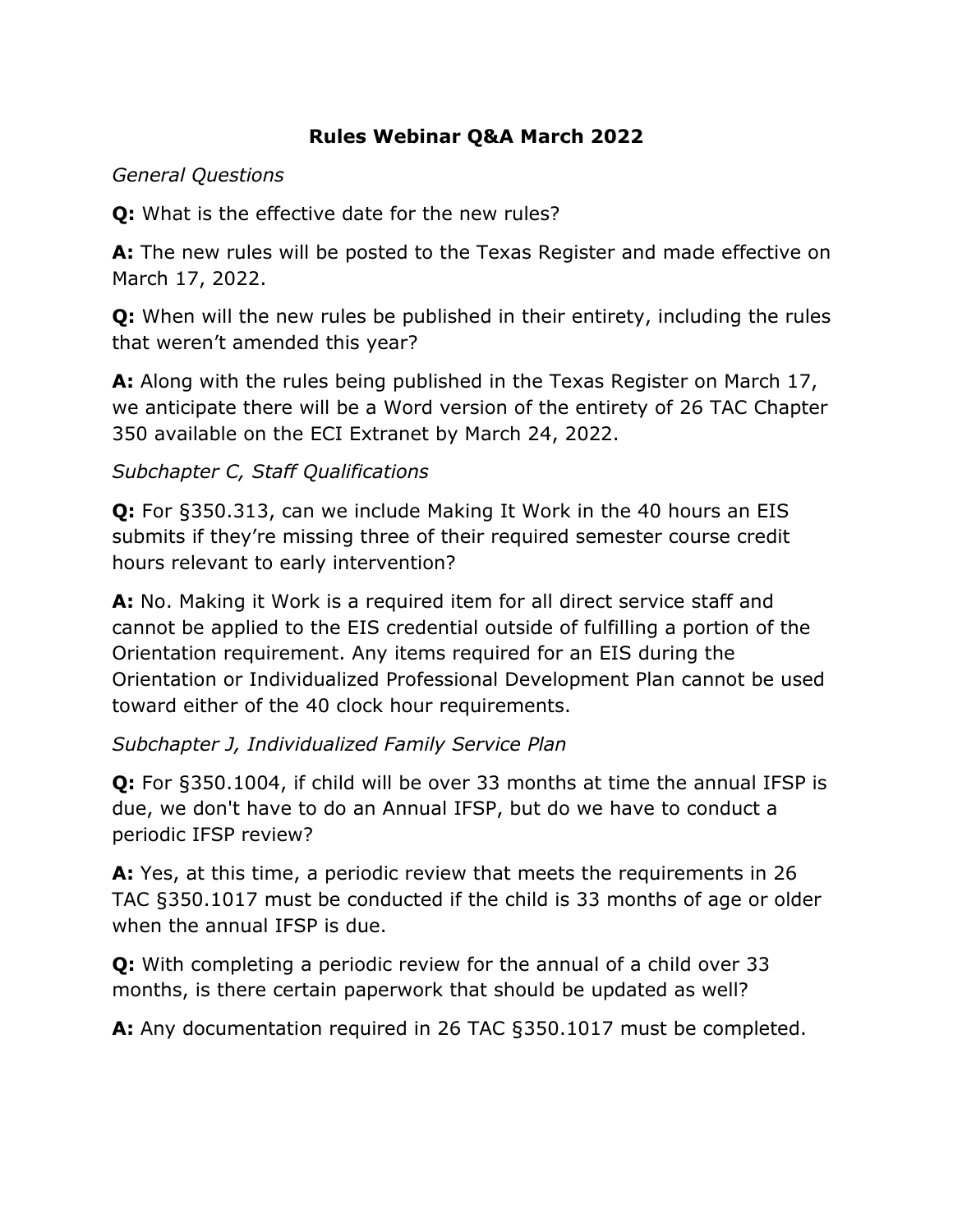# Rules Webinar Q&A March 2022

*General Questions*

**Q:** What is the effective date for the new rules?

**A:** The new rules will be posted to the Texas Register and made effective on March 17, 2022.

**Q:** When will the new rules be published in their entirety, including the rules that weren't amended this year?

**A:** Along with the rules being published in the Texas Register on March 17, we anticipate there will be a Word version of the entirety of 26 TAC Chapter 350 available on the ECI Extranet by March 24, 2022.

*Subchapter C, Staff Qualifications*

**Q:** For §350.313, can we include Making It Work in the 40 hours an EIS submits if they're missing three of their required semester course credit hours relevant to early intervention?

**A:** No. Making it Work is a required item for all direct service staff and cannot be applied to the EIS credential outside of fulfilling a portion of the Orientation requirement. Any items required for an EIS during the Orientation or Individualized Professional Development Plan cannot be used toward either of the 40 clock hour requirements.

*Subchapter J, Individualized Family Service Plan*

**Q:** For §350.1004, if child will be over 33 months at time the annual IFSP is due, we don't have to do an Annual IFSP, but do we have to conduct a periodic IFSP review?

**A:** Yes, at this time, a periodic review that meets the requirements in 26 TAC §350.1017 must be conducted if the child is 33 months of age or older when the annual IFSP is due.

**Q:** With completing a periodic review for the annual of a child over 33 months, is there certain paperwork that should be updated as well?

**A:** Any documentation required in 26 TAC §350.1017 must be completed.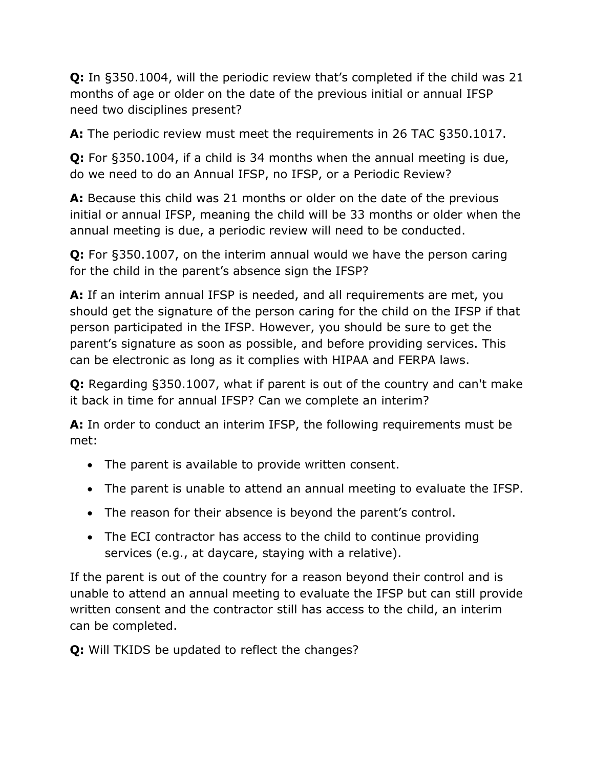**Q:** In §350.1004, will the periodic review that's completed if the child was 21 months of age or older on the date of the previous initial or annual IFSP need two disciplines present?

**A:** The periodic review must meet the requirements in 26 TAC §350.1017.

**Q:** For §350.1004, if a child is 34 months when the annual meeting is due, do we need to do an Annual IFSP, no IFSP, or a Periodic Review?

**A:** Because this child was 21 months or older on the date of the previous initial or annual IFSP, meaning the child will be 33 months or older when the annual meeting is due, a periodic review will need to be conducted.

**Q:** For §350.1007, on the interim annual would we have the person caring for the child in the parent's absence sign the IFSP?

**A:** If an interim annual IFSP is needed, and all requirements are met, you should get the signature of the person caring for the child on the IFSP if that person participated in the IFSP. However, you should be sure to get the parent's signature as soon as possible, and before providing services. This can be electronic as long as it complies with HIPAA and FERPA laws.

**Q:** Regarding §350.1007, what if parent is out of the country and can't make it back in time for annual IFSP? Can we complete an interim?

**A:** In order to conduct an interim IFSP, the following requirements must be met:

- The parent is available to provide written consent.
- The parent is unable to attend an annual meeting to evaluate the IFSP.
- The reason for their absence is beyond the parent's control.
- The ECI contractor has access to the child to continue providing services (e.g., at daycare, staying with a relative).

If the parent is out of the country for a reason beyond their control and is unable to attend an annual meeting to evaluate the IFSP but can still provide written consent and the contractor still has access to the child, an interim can be completed.

**Q:** Will TKIDS be updated to reflect the changes?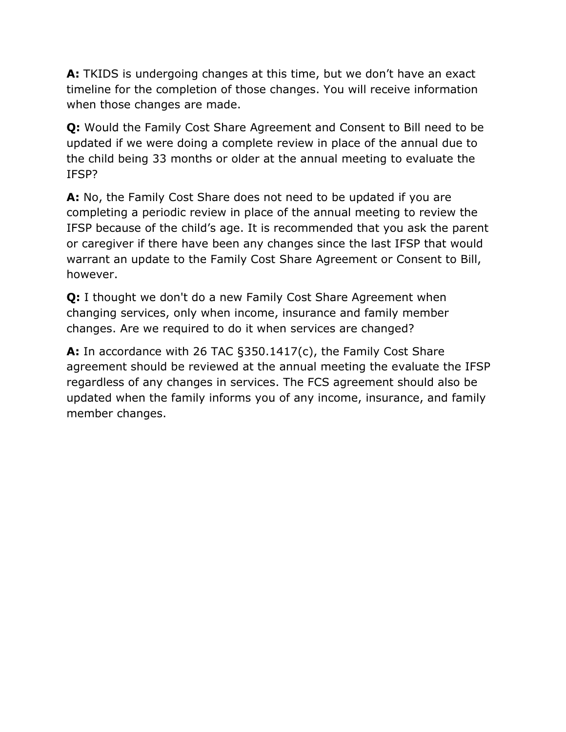**A:** TKIDS is undergoing changes at this time, but we don't have an exact timeline for the completion of those changes. You will receive information when those changes are made.

**Q:** Would the Family Cost Share Agreement and Consent to Bill need to be updated if we were doing a complete review in place of the annual due to the child being 33 months or older at the annual meeting to evaluate the IFSP?

**A:** No, the Family Cost Share does not need to be updated if you are completing a periodic review in place of the annual meeting to review the IFSP because of the child's age. It is recommended that you ask the parent or caregiver if there have been any changes since the last IFSP that would warrant an update to the Family Cost Share Agreement or Consent to Bill, however.

**Q:** I thought we don't do a new Family Cost Share Agreement when changing services, only when income, insurance and family member changes. Are we required to do it when services are changed?

**A:** In accordance with 26 TAC §350.1417(c), the Family Cost Share agreement should be reviewed at the annual meeting the evaluate the IFSP regardless of any changes in services. The FCS agreement should also be updated when the family informs you of any income, insurance, and family member changes.